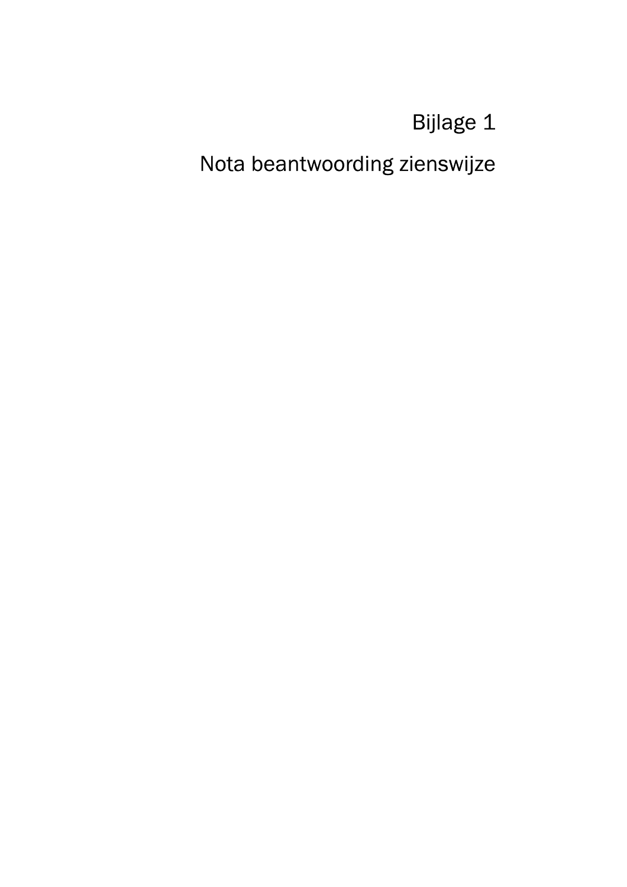# Bijlage 1

# Nota beantwoording zienswijze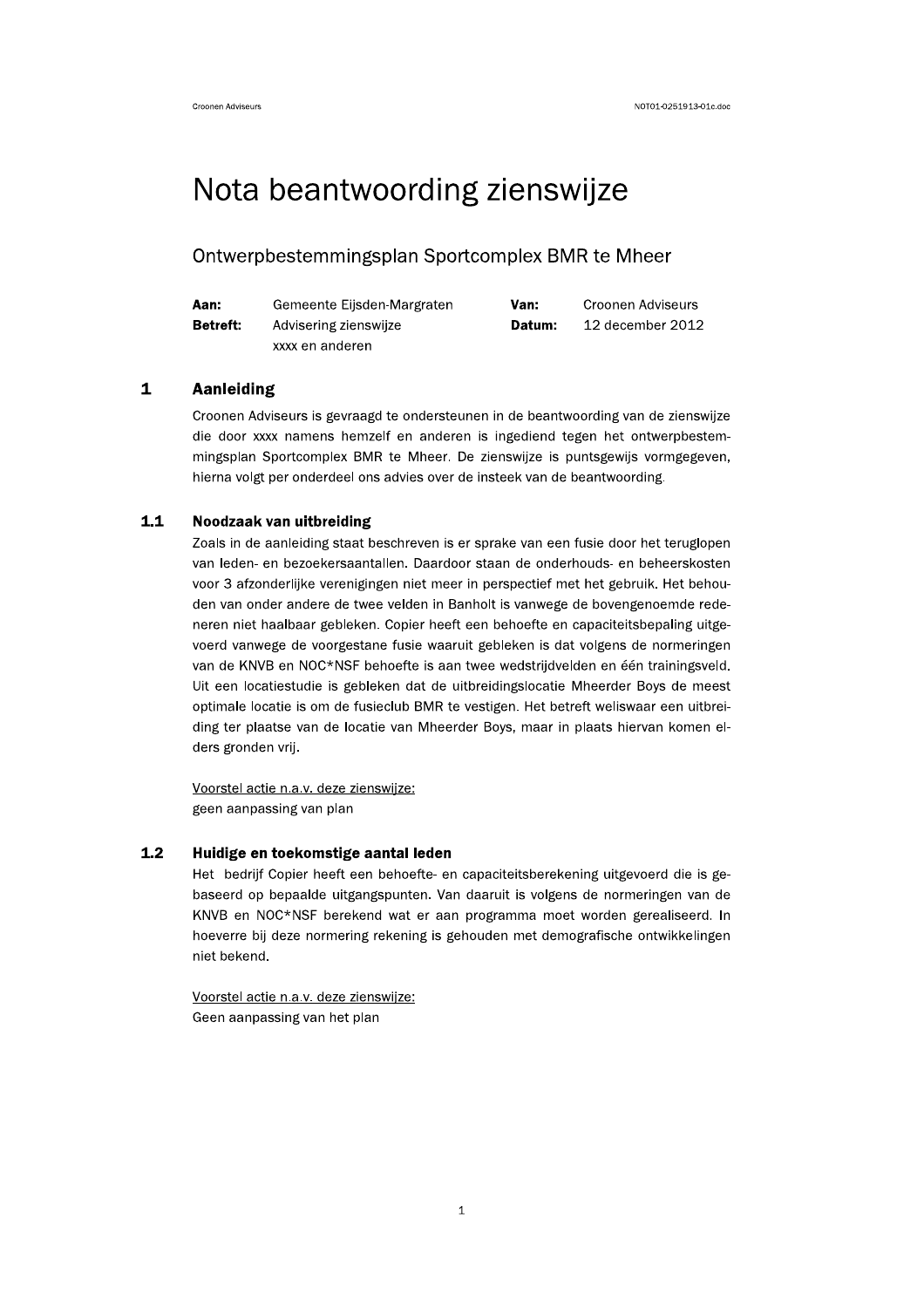# Nota beantwoording zienswijze

## Ontwerpbestemmingsplan Sportcomplex BMR te Mheer

| | | | |
|---|---|---|---|
| **Aan:** | Gemeente Eijsden-Margraten | **Van:** | Croonen Adviseurs |
| **Betreft:** | Advisering zienswijze xxxx en anderen | **Datum:** | 12 december 2012 |

## 1 Aanleiding

Croonen Adviseurs is gevraagd te ondersteunen in de beantwoording van de zienswijze die door xxxx namens hemzelf en anderen is ingediend tegen het ontwerpbestemmingsplan Sportcomplex BMR te Mheer. De zienswijze is puntsgewijs vormgegeven, hierna volgt per onderdeel ons advies over de insteek van de beantwoording.

### 1.1 Noodzaak van uitbreiding

Zoals in de aanleiding staat beschreven is er sprake van een fusie door het teruglopen van leden- en bezoekersaantallen. Daardoor staan de onderhouds- en beheerskosten voor 3 afzonderlijke verenigingen niet meer in perspectief met het gebruik. Het behouden van onder andere de twee velden in Banholt is vanwege de bovengenoemde redeneren niet haalbaar gebleken. Copier heeft een behoefte en capaciteitsbepaling uitgevoerd vanwege de voorgestane fusie waaruit gebleken is dat volgens de normeringen van de KNVB en NOC*NSF behoefte is aan twee wedstrijdvelden en één trainingsveld. Uit een locatiestudie is gebleken dat de uitbreidingslocatie Mheerder Boys de meest optimale locatie is om de fusieclub BMR te vestigen. Het betreft weliswaar een uitbreiding ter plaatse van de locatie van Mheerder Boys, maar in plaats hiervan komen elders gronden vrij.

Voorstel actie n.a.v. deze zienswijze:
geen aanpassing van plan

### 1.2 Huidige en toekomstige aantal leden

Het bedrijf Copier heeft een behoefte- en capaciteitsberekening uitgevoerd die is gebaseerd op bepaalde uitgangspunten. Van daaruit is volgens de normeringen van de KNVB en NOC*NSF berekend wat er aan programma moet worden gerealiseerd. In hoeverre bij deze normering rekening is gehouden met demografische ontwikkelingen niet bekend.

Voorstel actie n.a.v. deze zienswijze:
Geen aanpassing van het plan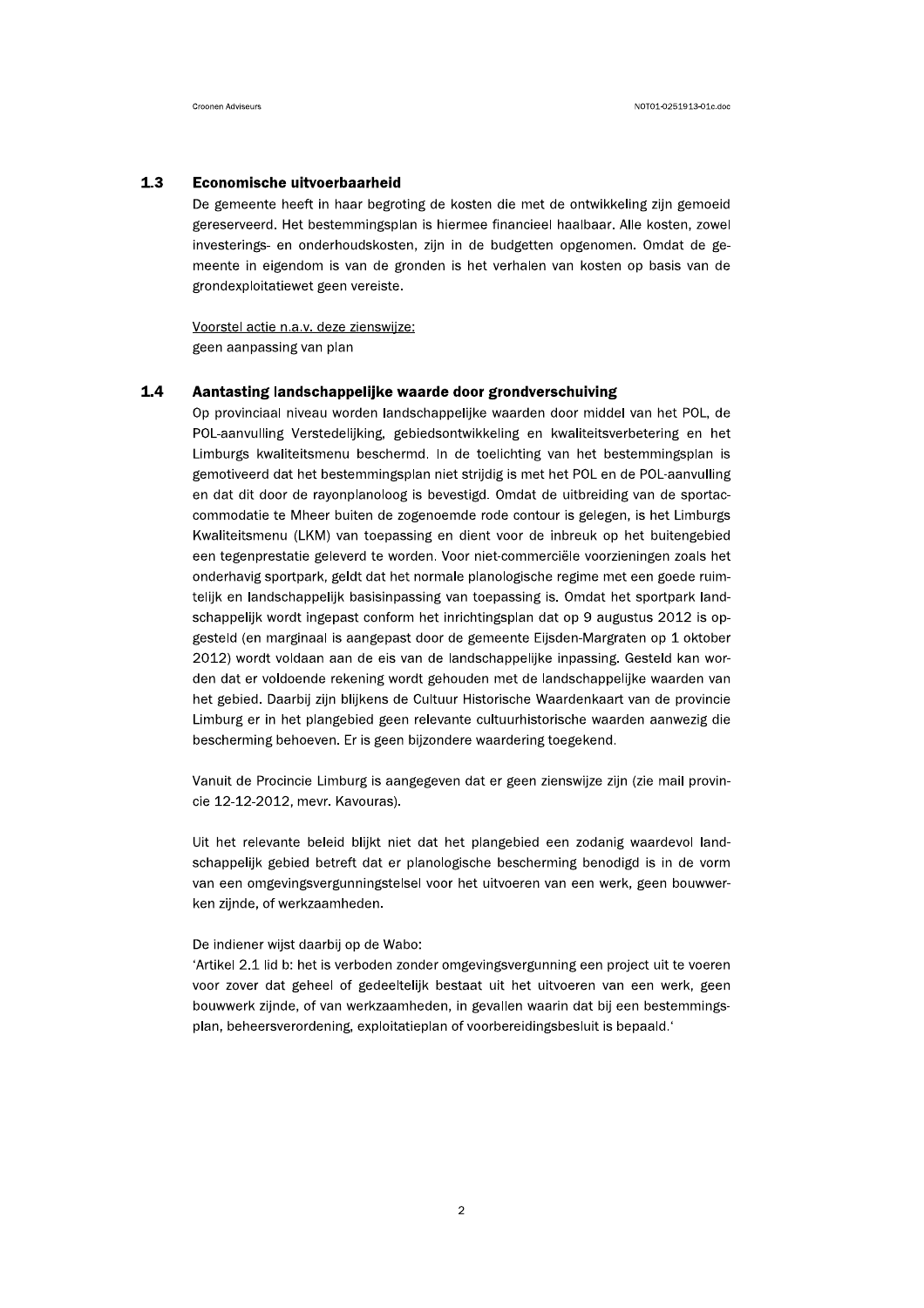## 1.3 Economische uitvoerbaarheid

De gemeente heeft in haar begroting de kosten die met de ontwikkeling zijn gemoeid gereserveerd. Het bestemmingsplan is hiermee financieel haalbaar. Alle kosten, zowel investerings- en onderhoudskosten, zijn in de budgetten opgenomen. Omdat de gemeente in eigendom is van de gronden is het verhalen van kosten op basis van de grondexploitatiewet geen vereiste.

Voorstel actie n.a.v. deze zienswijze:
geen aanpassing van plan

## 1.4 Aantasting landschappelijke waarde door grondverschuiving

Op provinciaal niveau worden landschappelijke waarden door middel van het POL, de POL-aanvulling Verstedelijking, gebiedsontwikkeling en kwaliteitsverbetering en het Limburgs kwaliteitsmenu beschermd. In de toelichting van het bestemmingsplan is gemotiveerd dat het bestemmingsplan niet strijdig is met het POL en de POL-aanvulling en dat dit door de rayonplanoloog is bevestigd. Omdat de uitbreiding van de sportaccommodatie te Mheer buiten de zogenoemde rode contour is gelegen, is het Limburgs Kwaliteitsmenu (LKM) van toepassing en dient voor de inbreuk op het buitengebied een tegenprestatie geleverd te worden. Voor niet-commerciële voorzieningen zoals het onderhavig sportpark, geldt dat het normale planologische regime met een goede ruimtelijk en landschappelijk basisinpassing van toepassing is. Omdat het sportpark landschappelijk wordt ingepast conform het inrichtingsplan dat op 9 augustus 2012 is opgesteld (en marginaal is aangepast door de gemeente Eijsden-Margraten op 1 oktober 2012) wordt voldaan aan de eis van de landschappelijke inpassing. Gesteld kan worden dat er voldoende rekening wordt gehouden met de landschappelijke waarden van het gebied. Daarbij zijn blijkens de Cultuur Historische Waardenkaart van de provincie Limburg er in het plangebied geen relevante cultuurhistorische waarden aanwezig die bescherming behoeven. Er is geen bijzondere waardering toegekend.

Vanuit de Procincie Limburg is aangegeven dat er geen zienswijze zijn (zie mail provincie 12-12-2012, mevr. Kavouras).

Uit het relevante beleid blijkt niet dat het plangebied een zodanig waardevol landschappelijk gebied betreft dat er planologische bescherming benodigd is in de vorm van een omgevingsvergunningstelsel voor het uitvoeren van een werk, geen bouwwerken zijnde, of werkzaamheden.

De indiener wijst daarbij op de Wabo:
'Artikel 2.1 lid b: het is verboden zonder omgevingsvergunning een project uit te voeren voor zover dat geheel of gedeeltelijk bestaat uit het uitvoeren van een werk, geen bouwwerk zijnde, of van werkzaamheden, in gevallen waarin dat bij een bestemmingsplan, beheersverordening, exploitatieplan of voorbereidingsbesluit is bepaald.'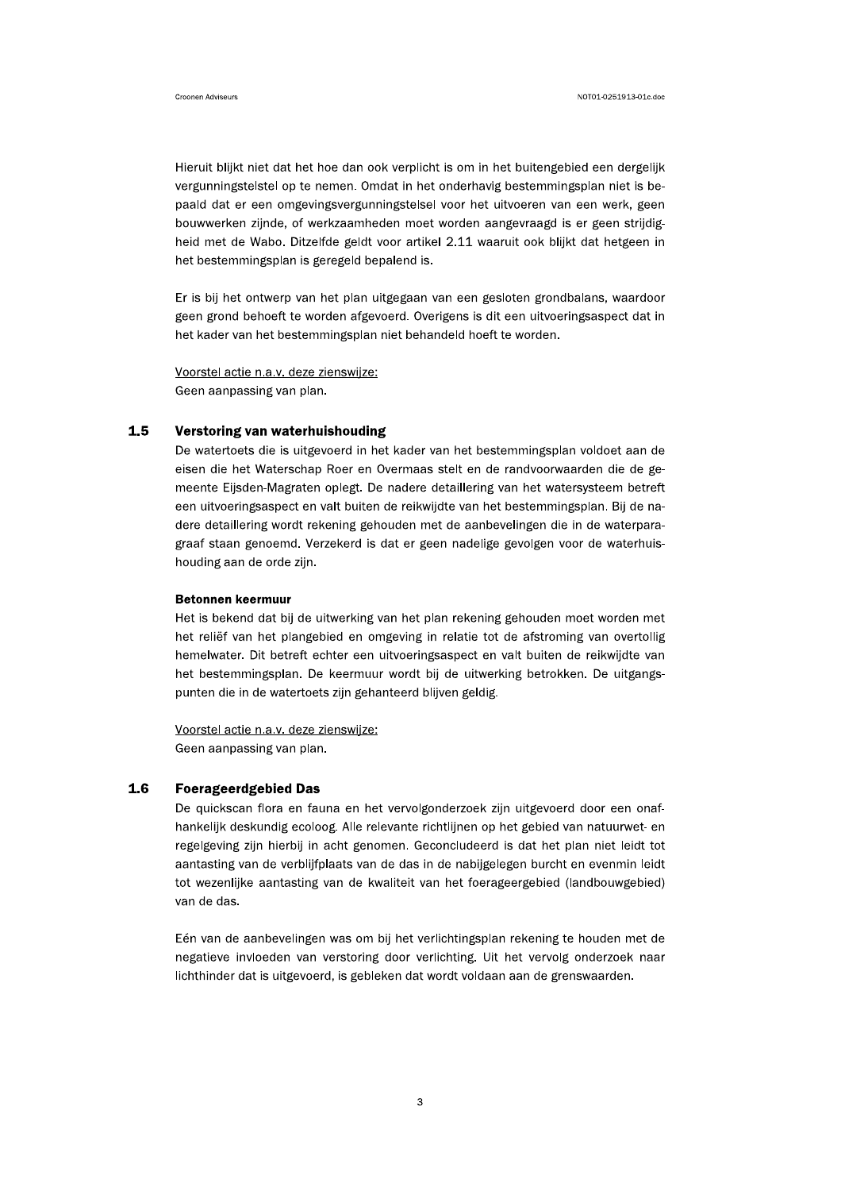Hieruit blijkt niet dat het hoe dan ook verplicht is om in het buitengebied een dergelijk vergunningstelstel op te nemen. Omdat in het onderhavig bestemmingsplan niet is bepaald dat er een omgevingsvergunningstelsel voor het uitvoeren van een werk, geen bouwwerken zijnde, of werkzaamheden moet worden aangevraagd is er geen strijdigheid met de Wabo. Ditzelfde geldt voor artikel 2.11 waaruit ook blijkt dat hetgeen in het bestemmingsplan is geregeld bepalend is.

Er is bij het ontwerp van het plan uitgegaan van een gesloten grondbalans, waardoor geen grond behoeft te worden afgevoerd. Overigens is dit een uitvoeringsaspect dat in het kader van het bestemmingsplan niet behandeld hoeft te worden.

<u>Voorstel actie n.a.v. deze zienswijze:</u>
Geen aanpassing van plan.

## 1.5 Verstoring van waterhuishouding

De watertoets die is uitgevoerd in het kader van het bestemmingsplan voldoet aan de eisen die het Waterschap Roer en Overmaas stelt en de randvoorwaarden die de gemeente Eijsden-Magraten oplegt. De nadere detaillering van het watersysteem betreft een uitvoeringsaspect en valt buiten de reikwijdte van het bestemmingsplan. Bij de nadere detaillering wordt rekening gehouden met de aanbevelingen die in de waterparagraaf staan genoemd. Verzekerd is dat er geen nadelige gevolgen voor de waterhuishouding aan de orde zijn.

**Betonnen keermuur**

Het is bekend dat bij de uitwerking van het plan rekening gehouden moet worden met het reliëf van het plangebied en omgeving in relatie tot de afstroming van overtollig hemelwater. Dit betreft echter een uitvoeringsaspect en valt buiten de reikwijdte van het bestemmingsplan. De keermuur wordt bij de uitwerking betrokken. De uitgangspunten die in de watertoets zijn gehanteerd blijven geldig.

<u>Voorstel actie n.a.v. deze zienswijze:</u>
Geen aanpassing van plan.

## 1.6 Foerageerdgebied Das

De quickscan flora en fauna en het vervolgonderzoek zijn uitgevoerd door een onafhankelijk deskundig ecoloog. Alle relevante richtlijnen op het gebied van natuurwet- en regelgeving zijn hierbij in acht genomen. Geconcludeerd is dat het plan niet leidt tot aantasting van de verblijfplaats van de das in de nabijgelegen burcht en evenmin leidt tot wezenlijke aantasting van de kwaliteit van het foerageergebied (landbouwgebied) van de das.

Eén van de aanbevelingen was om bij het verlichtingsplan rekening te houden met de negatieve invloeden van verstoring door verlichting. Uit het vervolg onderzoek naar lichthinder dat is uitgevoerd, is gebleken dat wordt voldaan aan de grenswaarden.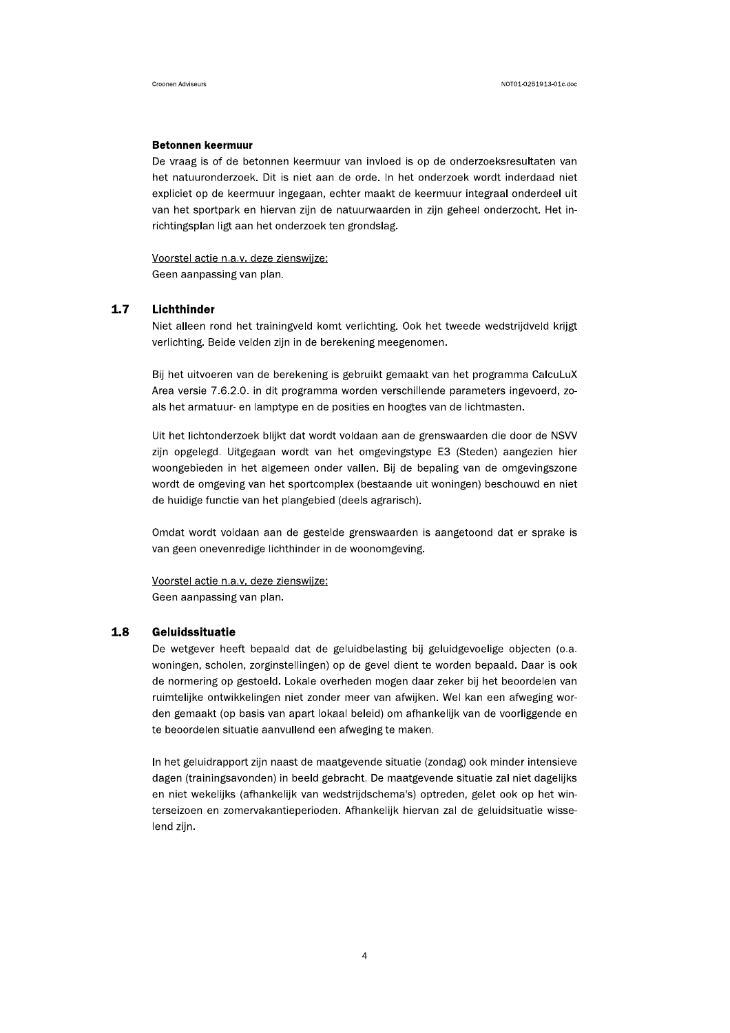**Betonnen keermuur**

De vraag is of de betonnen keermuur van invloed is op de onderzoeksresultaten van het natuuronderzoek. Dit is niet aan de orde. In het onderzoek wordt inderdaad niet expliciet op de keermuur ingegaan, echter maakt de keermuur integraal onderdeel uit van het sportpark en hiervan zijn de natuurwaarden in zijn geheel onderzocht. Het inrichtingsplan ligt aan het onderzoek ten grondslag.

Voorstel actie n.a.v. deze zienswijze:
Geen aanpassing van plan.

## 1.7 Lichthinder

Niet alleen rond het trainingveld komt verlichting. Ook het tweede wedstrijdveld krijgt verlichting. Beide velden zijn in de berekening meegenomen.

Bij het uitvoeren van de berekening is gebruikt gemaakt van het programma CalcuLuX Area versie 7.6.2.0. in dit programma worden verschillende parameters ingevoerd, zoals het armatuur- en lamptype en de posities en hoogtes van de lichtmasten.

Uit het lichtonderzoek blijkt dat wordt voldaan aan de grenswaarden die door de NSVV zijn opgelegd. Uitgegaan wordt van het omgevingstype E3 (Steden) aangezien hier woongebieden in het algemeen onder vallen. Bij de bepaling van de omgevingszone wordt de omgeving van het sportcomplex (bestaande uit woningen) beschouwd en niet de huidige functie van het plangebied (deels agrarisch).

Omdat wordt voldaan aan de gestelde grenswaarden is aangetoond dat er sprake is van geen onevenredige lichthinder in de woonomgeving.

Voorstel actie n.a.v. deze zienswijze:
Geen aanpassing van plan.

## 1.8 Geluidssituatie

De wetgever heeft bepaald dat de geluidbelasting bij geluidgevoelige objecten (o.a. woningen, scholen, zorginstellingen) op de gevel dient te worden bepaald. Daar is ook de normering op gestoeld. Lokale overheden mogen daar zeker bij het beoordelen van ruimtelijke ontwikkelingen niet zonder meer van afwijken. Wel kan een afweging worden gemaakt (op basis van apart lokaal beleid) om afhankelijk van de voorliggende en te beoordelen situatie aanvullend een afweging te maken.

In het geluidrapport zijn naast de maatgevende situatie (zondag) ook minder intensieve dagen (trainingsavonden) in beeld gebracht. De maatgevende situatie zal niet dagelijks en niet wekelijks (afhankelijk van wedstrijdschema's) optreden, gelet ook op het winterseizoen en zomervakantieperioden. Afhankelijk hiervan zal de geluidsituatie wisselend zijn.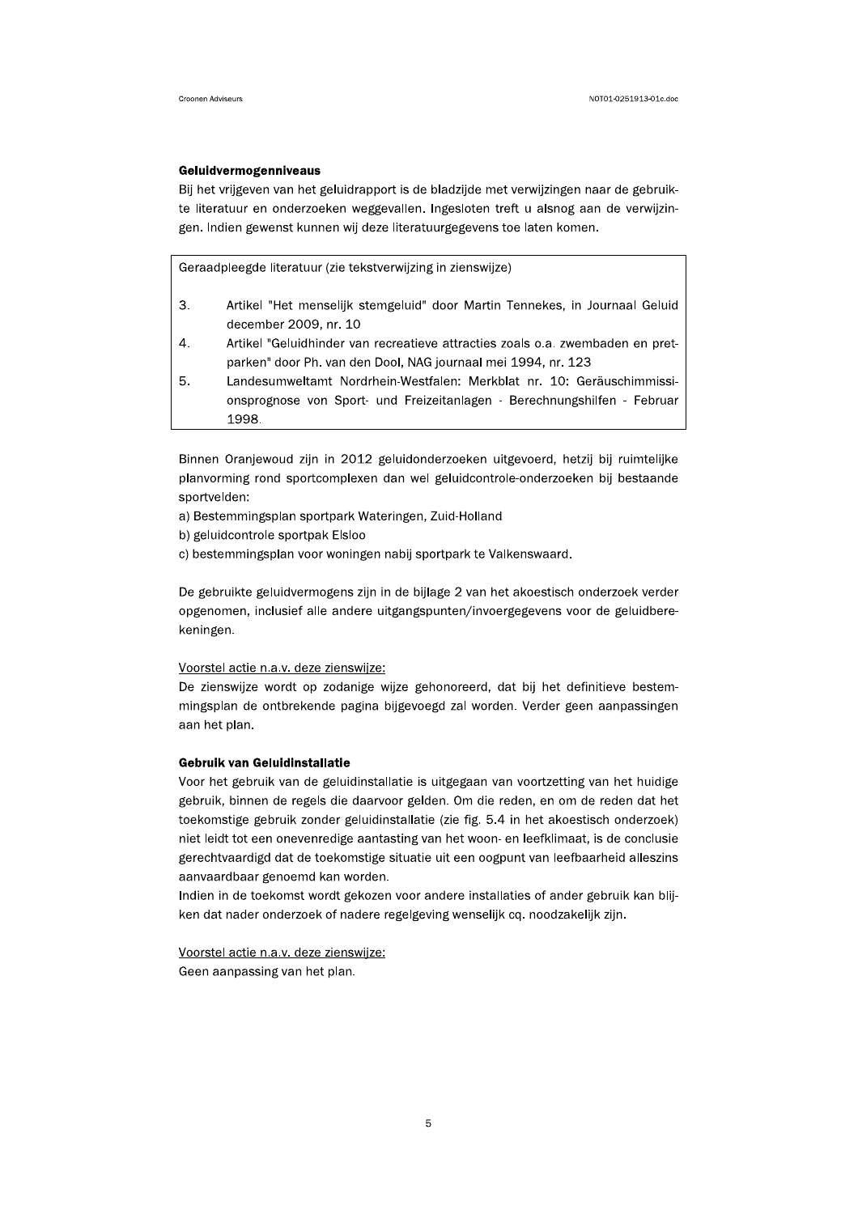**Geluidvermogenniveaus**

Bij het vrijgeven van het geluidrapport is de bladzijde met verwijzingen naar de gebruikte literatuur en onderzoeken weggevallen. Ingesloten treft u alsnog aan de verwijzingen. Indien gewenst kunnen wij deze literatuurgegevens toe laten komen.

Geraadpleegde literatuur (zie tekstverwijzing in zienswijze)

3. Artikel "Het menselijk stemgeluid" door Martin Tennekes, in Journaal Geluid december 2009, nr. 10
4. Artikel "Geluidhinder van recreatieve attracties zoals o.a. zwembaden en pretparken" door Ph. van den Dool, NAG journaal mei 1994, nr. 123
5. Landesumweltamt Nordrhein-Westfalen: Merkblat nr. 10: Geräuschimmissionsprognose von Sport- und Freizeitanlagen - Berechnungshilfen - Februar 1998.

Binnen Oranjewoud zijn in 2012 geluidonderzoeken uitgevoerd, hetzij bij ruimtelijke planvorming rond sportcomplexen dan wel geluidcontrole-onderzoeken bij bestaande sportvelden:

a) Bestemmingsplan sportpark Wateringen, Zuid-Holland
b) geluidcontrole sportpak Elsloo
c) bestemmingsplan voor woningen nabij sportpark te Valkenswaard.

De gebruikte geluidvermogens zijn in de bijlage 2 van het akoestisch onderzoek verder opgenomen, inclusief alle andere uitgangspunten/invoergegevens voor de geluidberekeningen.

Voorstel actie n.a.v. deze zienswijze:
De zienswijze wordt op zodanige wijze gehonoreerd, dat bij het definitieve bestemmingsplan de ontbrekende pagina bijgevoegd zal worden. Verder geen aanpassingen aan het plan.

**Gebruik van Geluidinstallatie**

Voor het gebruik van de geluidinstallatie is uitgegaan van voortzetting van het huidige gebruik, binnen de regels die daarvoor gelden. Om die reden, en om de reden dat het toekomstige gebruik zonder geluidinstallatie (zie fig. 5.4 in het akoestisch onderzoek) niet leidt tot een onevenredige aantasting van het woon- en leefklimaat, is de conclusie gerechtvaardigd dat de toekomstige situatie uit een oogpunt van leefbaarheid alleszins aanvaardbaar genoemd kan worden.
Indien in de toekomst wordt gekozen voor andere installaties of ander gebruik kan blijken dat nader onderzoek of nadere regelgeving wenselijk cq. noodzakelijk zijn.

Voorstel actie n.a.v. deze zienswijze:
Geen aanpassing van het plan.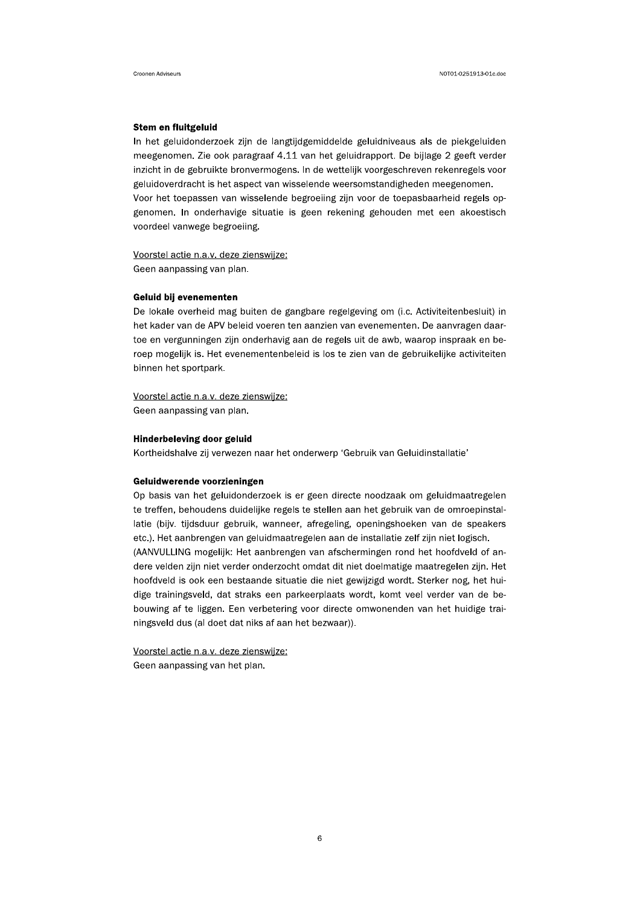### Stem en fluitgeluid

In het geluidonderzoek zijn de langtijdgemiddelde geluidniveaus als de piekgeluiden meegenomen. Zie ook paragraaf 4.11 van het geluidrapport. De bijlage 2 geeft verder inzicht in de gebruikte bronvermogens. In de wettelijk voorgeschreven rekenregels voor geluidoverdracht is het aspect van wisselende weersomstandigheden meegenomen. Voor het toepassen van wisselende begroeiing zijn voor de toepasbaarheid regels opgenomen. In onderhavige situatie is geen rekening gehouden met een akoestisch voordeel vanwege begroeiing.

Voorstel actie n.a.v. deze zienswijze:
Geen aanpassing van plan.

### Geluid bij evenementen

De lokale overheid mag buiten de gangbare regelgeving om (i.c. Activiteitenbesluit) in het kader van de APV beleid voeren ten aanzien van evenementen. De aanvragen daartoe en vergunningen zijn onderhavig aan de regels uit de awb, waarop inspraak en beroep mogelijk is. Het evenementenbeleid is los te zien van de gebruikelijke activiteiten binnen het sportpark.

Voorstel actie n.a.v. deze zienswijze:
Geen aanpassing van plan.

### Hinderbeleving door geluid

Kortheidshalve zij verwezen naar het onderwerp 'Gebruik van Geluidinstallatie'

### Geluidwerende voorzieningen

Op basis van het geluidonderzoek is er geen directe noodzaak om geluidmaatregelen te treffen, behoudens duidelijke regels te stellen aan het gebruik van de omroepinstallatie (bijv. tijdsduur gebruik, wanneer, afregeling, openingshoeken van de speakers etc.). Het aanbrengen van geluidmaatregelen aan de installatie zelf zijn niet logisch.
(AANVULLING mogelijk: Het aanbrengen van afschermingen rond het hoofdveld of andere velden zijn niet verder onderzocht omdat dit niet doelmatige maatregelen zijn. Het hoofdveld is ook een bestaande situatie die niet gewijzigd wordt. Sterker nog, het huidige trainingsveld, dat straks een parkeerplaats wordt, komt veel verder van de bebouwing af te liggen. Een verbetering voor directe omwonenden van het huidige trainingsveld dus (al doet dat niks af aan het bezwaar)).

Voorstel actie n.a.v. deze zienswijze:
Geen aanpassing van het plan.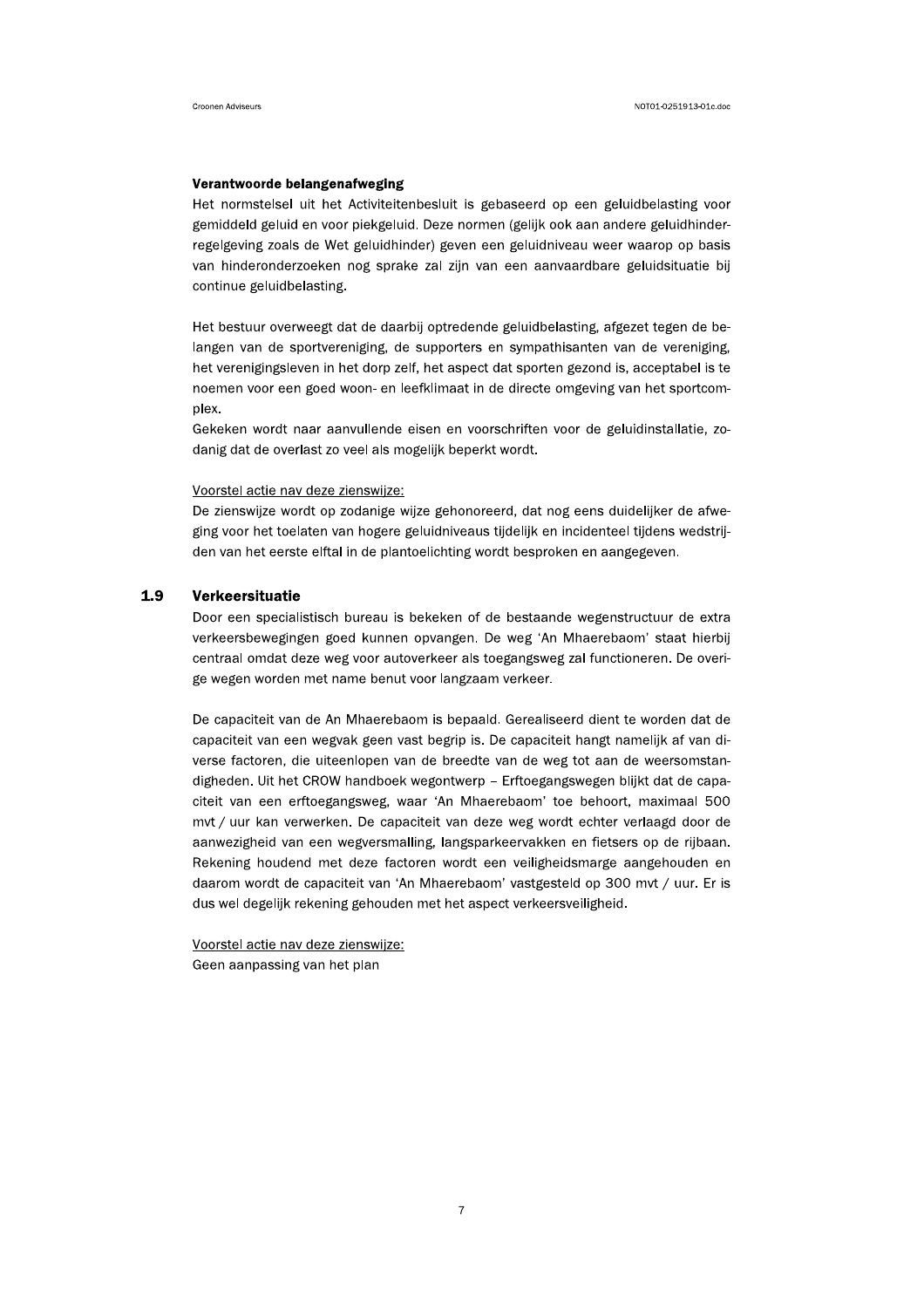**Verantwoorde belangenafweging**

Het normstelsel uit het Activiteitenbesluit is gebaseerd op een geluidbelasting voor gemiddeld geluid en voor piekgeluid. Deze normen (gelijk ook aan andere geluidhinder-regelgeving zoals de Wet geluidhinder) geven een geluidniveau weer waarop op basis van hinderonderzoeken nog sprake zal zijn van een aanvaardbare geluidsituatie bij continue geluidbelasting.

Het bestuur overweegt dat de daarbij optredende geluidbelasting, afgezet tegen de belangen van de sportvereniging, de supporters en sympathisanten van de vereniging, het verenigingsleven in het dorp zelf, het aspect dat sporten gezond is, acceptabel is te noemen voor een goed woon- en leefklimaat in de directe omgeving van het sportcomplex.

Gekeken wordt naar aanvullende eisen en voorschriften voor de geluidinstallatie, zodanig dat de overlast zo veel als mogelijk beperkt wordt.

Voorstel actie nav deze zienswijze:

De zienswijze wordt op zodanige wijze gehonoreerd, dat nog eens duidelijker de afweging voor het toelaten van hogere geluidniveaus tijdelijk en incidenteel tijdens wedstrijden van het eerste elftal in de plantoelichting wordt besproken en aangegeven.

## 1.9 Verkeersituatie

Door een specialistisch bureau is bekeken of de bestaande wegenstructuur de extra verkeersbewegingen goed kunnen opvangen. De weg 'An Mhaerebaom' staat hierbij centraal omdat deze weg voor autoverkeer als toegangsweg zal functioneren. De overige wegen worden met name benut voor langzaam verkeer.

De capaciteit van de An Mhaerebaom is bepaald. Gerealiseerd dient te worden dat de capaciteit van een wegvak geen vast begrip is. De capaciteit hangt namelijk af van diverse factoren, die uiteenlopen van de breedte van de weg tot aan de weersomstandigheden. Uit het CROW handboek wegontwerp – Erftoegangswegen blijkt dat de capaciteit van een erftoegangsweg, waar 'An Mhaerebaom' toe behoort, maximaal 500 mvt / uur kan verwerken. De capaciteit van deze weg wordt echter verlaagd door de aanwezigheid van een wegversmalling, langsparkeervakken en fietsers op de rijbaan. Rekening houdend met deze factoren wordt een veiligheidsmarge aangehouden en daarom wordt de capaciteit van 'An Mhaerebaom' vastgesteld op 300 mvt / uur. Er is dus wel degelijk rekening gehouden met het aspect verkeersveiligheid.

Voorstel actie nav deze zienswijze:

Geen aanpassing van het plan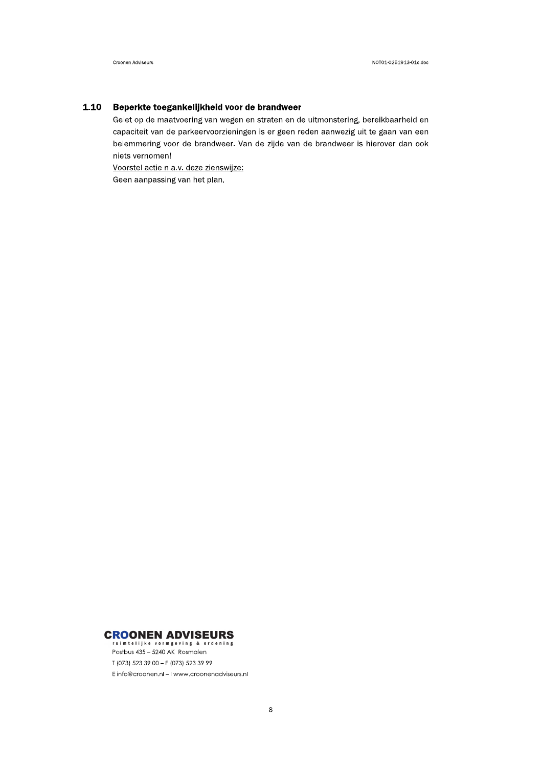### 1.10 Beperkte toegankelijkheid voor de brandweer

Gelet op de maatvoering van wegen en straten en de uitmonstering, bereikbaarheid en capaciteit van de parkeervoorzieningen is er geen reden aanwezig uit te gaan van een belemmering voor de brandweer. Van de zijde van de brandweer is hierover dan ook niets vernomen!

Voorstel actie n.a.v. deze zienswijze:

Geen aanpassing van het plan.

**CROONEN ADVISEURS**
ruimtelijke vormgeving & ordening
Postbus 435 – 5240 AK Rosmalen
T (073) 523 39 00 – F (073) 523 39 99
E info@croonen.nl – I www.croonenadviseurs.nl